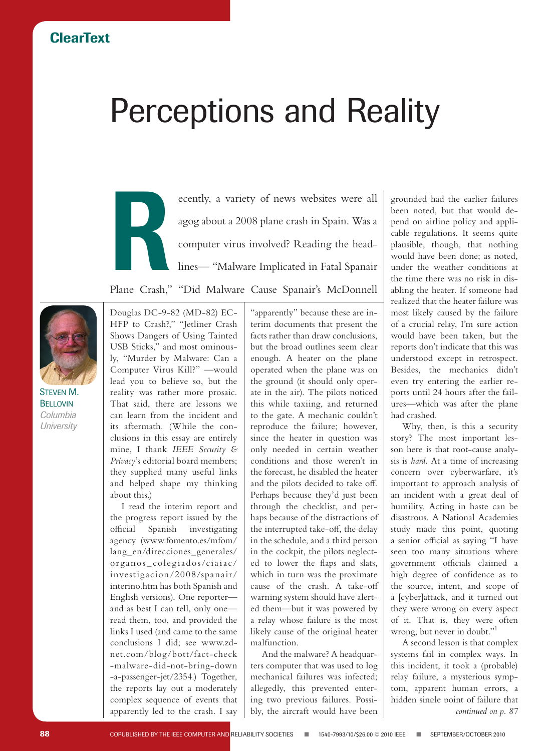ClearText

# Perceptions and Reality

Steven M. Bellovin
*Columbia University*

Recently, a variety of news websites were all agog about a 2008 plane crash in Spain. Was a computer virus involved? Reading the headlines— "Malware Implicated in Fatal Spanair Plane Crash," "Did Malware Cause Spanair's McDonnell Douglas DC-9-82 (MD-82) EC-HFP to Crash?," "Jetliner Crash Shows Dangers of Using Tainted USB Sticks," and most ominously, "Murder by Malware: Can a Computer Virus Kill?" —would lead you to believe so, but the reality was rather more prosaic. That said, there are lessons we can learn from the incident and its aftermath. (While the conclusions in this essay are entirely mine, I thank *IEEE Security & Privacy*'s editorial board members; they supplied many useful links and helped shape my thinking about this.)

I read the interim report and the progress report issued by the official Spanish investigating agency (www.fomento.es/mfom/lang_en/direcciones_generales/organos_colegiados/ciaiac/investigacion/2008/spanair/interino.htm has both Spanish and English versions). One reporter—and as best I can tell, only one—read them, too, and provided the links I used (and came to the same conclusions I did; see www.zdnet.com/blog/bott/fact-check-malware-did-not-bring-down-a-passenger-jet/2354.) Together, the reports lay out a moderately complex sequence of events that apparently led to the crash. I say "apparently" because these are interim documents that present the facts rather than draw conclusions, but the broad outlines seem clear enough. A heater on the plane operated when the plane was on the ground (it should only operate in the air). The pilots noticed this while taxiing, and returned to the gate. A mechanic couldn't reproduce the failure; however, since the heater in question was only needed in certain weather conditions and those weren't in the forecast, he disabled the heater and the pilots decided to take off. Perhaps because they'd just been through the checklist, and perhaps because of the distractions of the interrupted take-off, the delay in the schedule, and a third person in the cockpit, the pilots neglected to lower the flaps and slats, which in turn was the proximate cause of the crash. A take-off warning system should have alerted them—but it was powered by a relay whose failure is the most likely cause of the original heater malfunction.

And the malware? A headquarters computer that was used to log mechanical failures was infected; allegedly, this prevented entering two previous failures. Possibly, the aircraft would have been grounded had the earlier failures been noted, but that would depend on airline policy and applicable regulations. It seems quite plausible, though, that nothing would have been done; as noted, under the weather conditions at the time there was no risk in disabling the heater. If someone had realized that the heater failure was most likely caused by the failure of a crucial relay, I'm sure action would have been taken, but the reports don't indicate that this was understood except in retrospect. Besides, the mechanics didn't even try entering the earlier reports until 24 hours after the failures—which was after the plane had crashed.

Why, then, is this a security story? The most important lesson here is that root-cause analysis is *hard*. At a time of increasing concern over cyberwarfare, it's important to approach analysis of an incident with a great deal of humility. Acting in haste can be disastrous. A National Academies study made this point, quoting a senior official as saying "I have seen too many situations where government officials claimed a high degree of confidence as to the source, intent, and scope of a [cyber]attack, and it turned out they were wrong on every aspect of it. That is, they were often wrong, but never in doubt."[1]

A second lesson is that complex systems fail in complex ways. In this incident, it took a (probable) relay failure, a mysterious symptom, apparent human errors, a hidden single point of failure that

*continued on p. 87*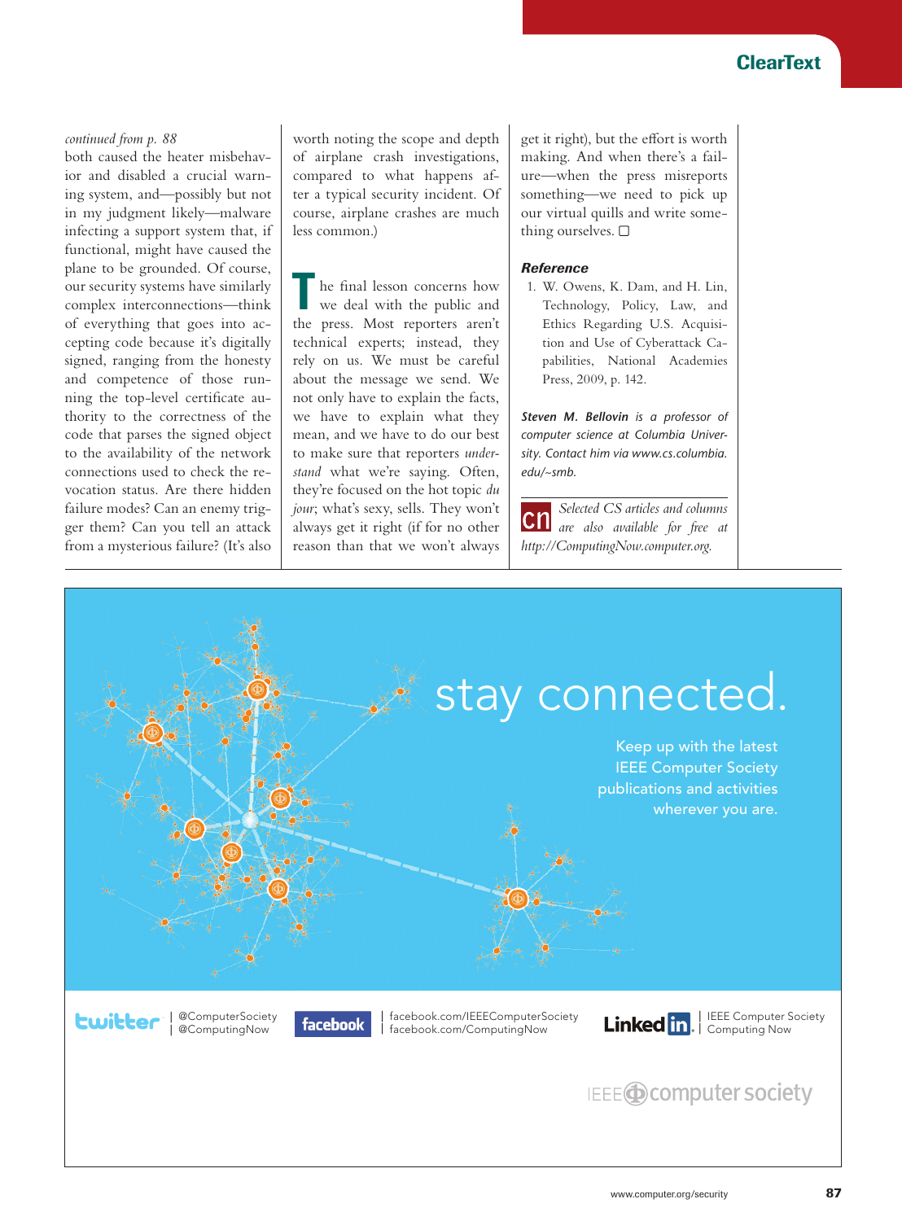*continued from p. 88*

both caused the heater misbehavior and disabled a crucial warning system, and—possibly but not in my judgment likely—malware infecting a support system that, if functional, might have caused the plane to be grounded. Of course, our security systems have similarly complex interconnections—think of everything that goes into accepting code because it's digitally signed, ranging from the honesty and competence of those running the top-level certificate authority to the correctness of the code that parses the signed object to the availability of the network connections used to check the revocation status. Are there hidden failure modes? Can an enemy trigger them? Can you tell an attack from a mysterious failure? (It's also worth noting the scope and depth of airplane crash investigations, compared to what happens after a typical security incident. Of course, airplane crashes are much less common.)

The final lesson concerns how we deal with the public and the press. Most reporters aren't technical experts; instead, they rely on us. We must be careful about the message we send. We not only have to explain the facts, we have to explain what they mean, and we have to do our best to make sure that reporters *understand* what we're saying. Often, they're focused on the hot topic *du jour*; what's sexy, sells. They won't always get it right (if for no other reason than that we won't always get it right), but the effort is worth making. And when there's a failure—when the press misreports something—we need to pick up our virtual quills and write something ourselves. ▢

### Reference

1. W. Owens, K. Dam, and H. Lin, Technology, Policy, Law, and Ethics Regarding U.S. Acquisition and Use of Cyberattack Capabilities, National Academies Press, 2009, p. 142.

***Steven M. Bellovin** is a professor of computer science at Columbia University. Contact him via www.cs.columbia.edu/~smb.*

*Selected CS articles and columns are also available for free at http://ComputingNow.computer.org.*

stay connected.

Keep up with the latest IEEE Computer Society publications and activities wherever you are.

twitter | @ComputerSociety | @ComputingNow

facebook | facebook.com/IEEEComputerSociety | facebook.com/ComputingNow

LinkedIn | IEEE Computer Society | Computing Now

IEEE computer society